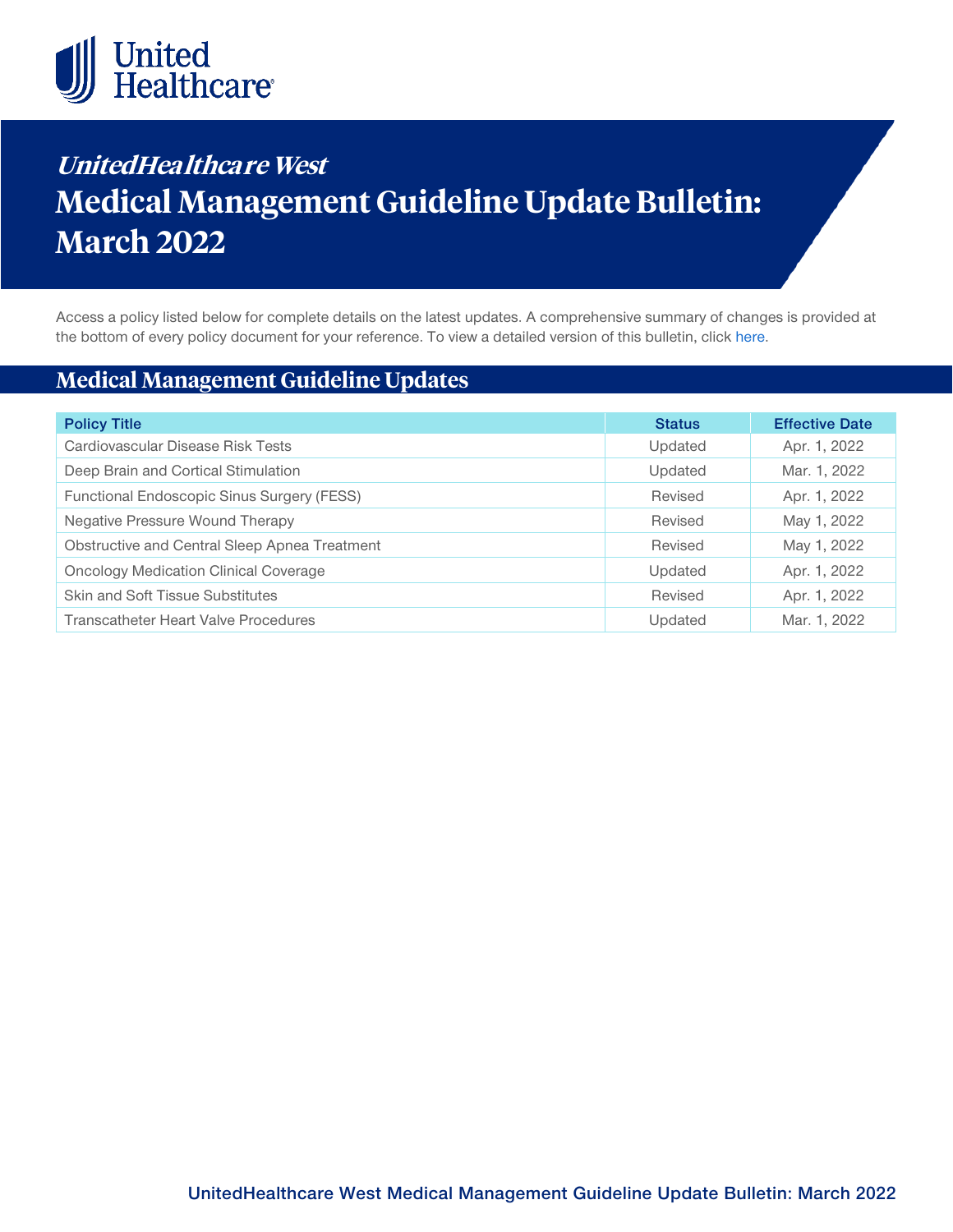# UnitedHealthcare West Medical Management Guideline Update Bulletin: March 2022

Access a policy listed below for complete details on the latest updates. A comprehensive summary of changes is provided at the bottom of every policy document for your reference. To view a detailed version of this bulletin, click here.

## Medical Management Guideline Updates

| Policy Title | Status | Effective Date |
| --- | --- | --- |
| Cardiovascular Disease Risk Tests | Updated | Apr. 1, 2022 |
| Deep Brain and Cortical Stimulation | Updated | Mar. 1, 2022 |
| Functional Endoscopic Sinus Surgery (FESS) | Revised | Apr. 1, 2022 |
| Negative Pressure Wound Therapy | Revised | May 1, 2022 |
| Obstructive and Central Sleep Apnea Treatment | Revised | May 1, 2022 |
| Oncology Medication Clinical Coverage | Updated | Apr. 1, 2022 |
| Skin and Soft Tissue Substitutes | Revised | Apr. 1, 2022 |
| Transcatheter Heart Valve Procedures | Updated | Mar. 1, 2022 |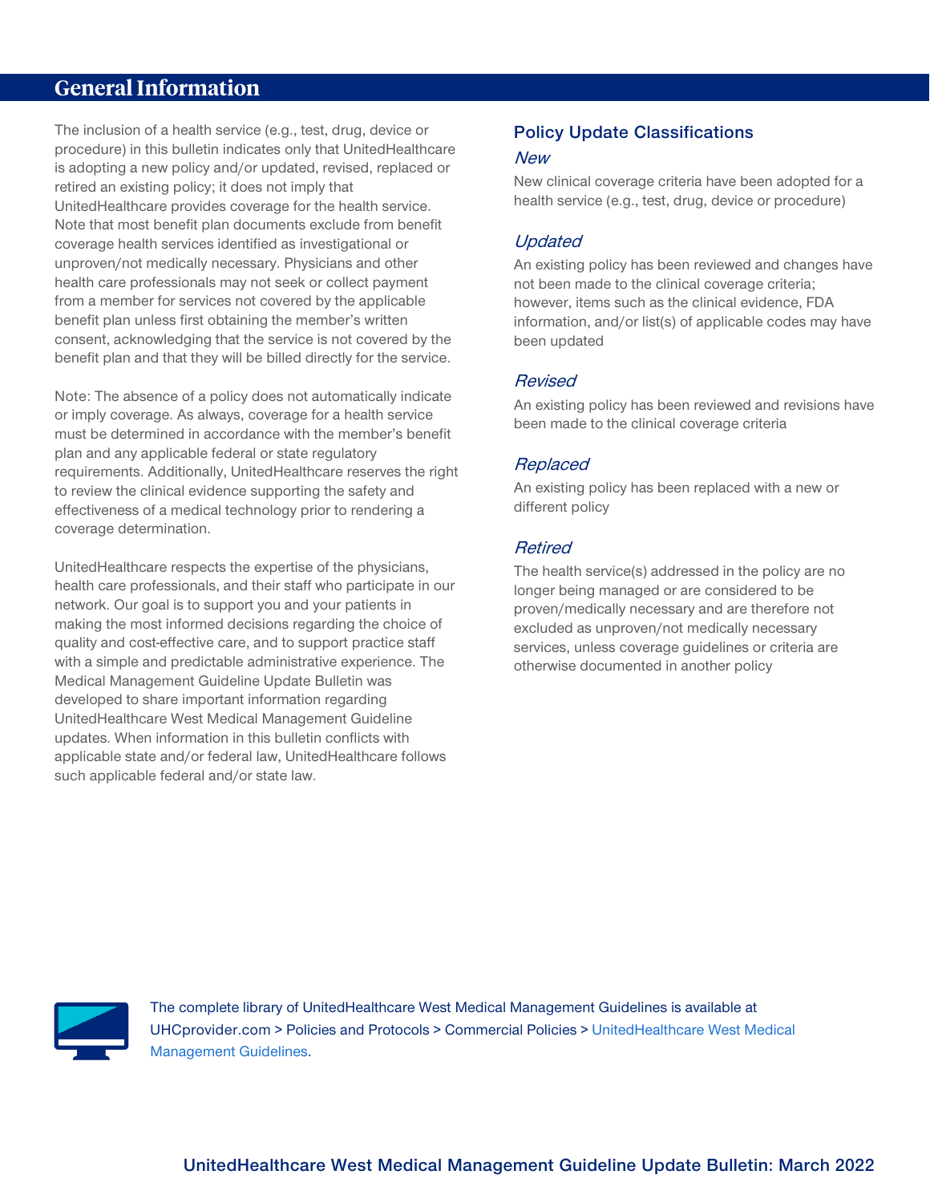## General Information

The inclusion of a health service (e.g., test, drug, device or procedure) in this bulletin indicates only that UnitedHealthcare is adopting a new policy and/or updated, revised, replaced or retired an existing policy; it does not imply that UnitedHealthcare provides coverage for the health service. Note that most benefit plan documents exclude from benefit coverage health services identified as investigational or unproven/not medically necessary. Physicians and other health care professionals may not seek or collect payment from a member for services not covered by the applicable benefit plan unless first obtaining the member's written consent, acknowledging that the service is not covered by the benefit plan and that they will be billed directly for the service.

Note: The absence of a policy does not automatically indicate or imply coverage. As always, coverage for a health service must be determined in accordance with the member's benefit plan and any applicable federal or state regulatory requirements. Additionally, UnitedHealthcare reserves the right to review the clinical evidence supporting the safety and effectiveness of a medical technology prior to rendering a coverage determination.

UnitedHealthcare respects the expertise of the physicians, health care professionals, and their staff who participate in our network. Our goal is to support you and your patients in making the most informed decisions regarding the choice of quality and cost-effective care, and to support practice staff with a simple and predictable administrative experience. The Medical Management Guideline Update Bulletin was developed to share important information regarding UnitedHealthcare West Medical Management Guideline updates. When information in this bulletin conflicts with applicable state and/or federal law, UnitedHealthcare follows such applicable federal and/or state law.

### Policy Update Classifications

*New*

New clinical coverage criteria have been adopted for a health service (e.g., test, drug, device or procedure)

*Updated*

An existing policy has been reviewed and changes have not been made to the clinical coverage criteria; however, items such as the clinical evidence, FDA information, and/or list(s) of applicable codes may have been updated

*Revised*

An existing policy has been reviewed and revisions have been made to the clinical coverage criteria

*Replaced*

An existing policy has been replaced with a new or different policy

*Retired*

The health service(s) addressed in the policy are no longer being managed or are considered to be proven/medically necessary and are therefore not excluded as unproven/not medically necessary services, unless coverage guidelines or criteria are otherwise documented in another policy

The complete library of UnitedHealthcare West Medical Management Guidelines is available at UHCprovider.com > Policies and Protocols > Commercial Policies > UnitedHealthcare West Medical Management Guidelines.